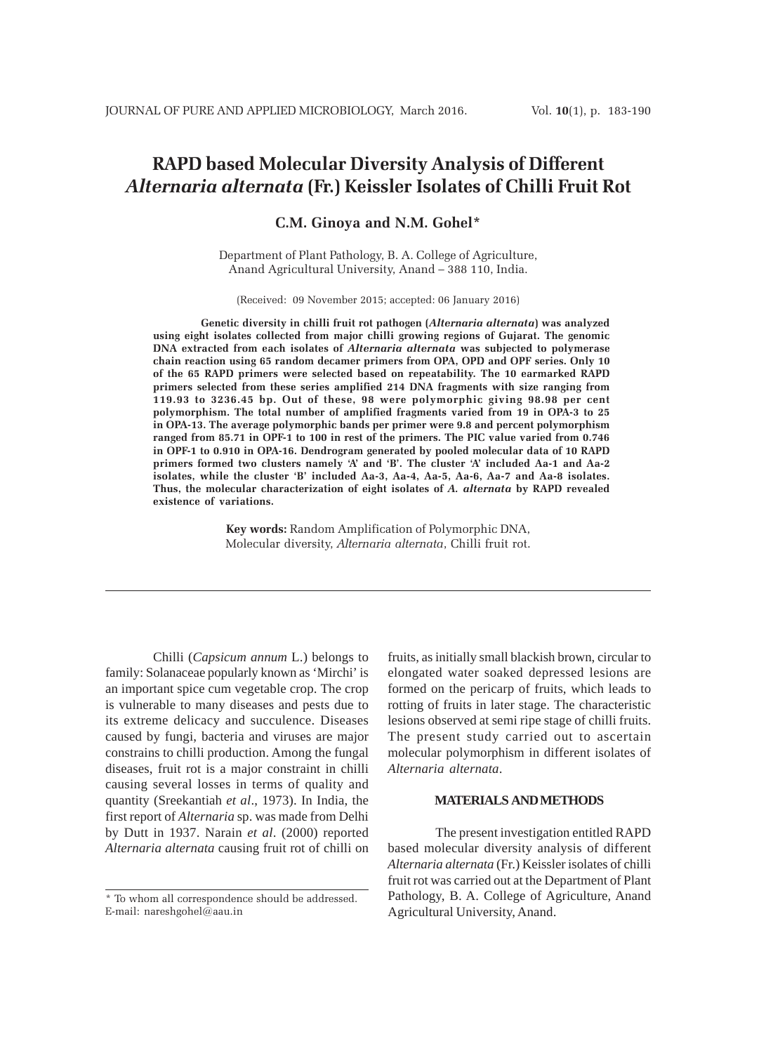# RAPD based Molecular Diversity Analysis of Different *Alternaria alternata* (Fr.) Keissler Isolates of Chilli Fruit Rot

**C.M. Ginoya and N.M. Gohel***

Department of Plant Pathology, B. A. College of Agriculture, Anand Agricultural University, Anand – 388 110, India.

(Received: 09 November 2015; accepted: 06 January 2016)

**Genetic diversity in chilli fruit rot pathogen (*Alternaria alternata*) was analyzed using eight isolates collected from major chilli growing regions of Gujarat. The genomic DNA extracted from each isolates of *Alternaria alternata* was subjected to polymerase chain reaction using 65 random decamer primers from OPA, OPD and OPF series. Only 10 of the 65 RAPD primers were selected based on repeatability. The 10 earmarked RAPD primers selected from these series amplified 214 DNA fragments with size ranging from 119.93 to 3236.45 bp. Out of these, 98 were polymorphic giving 98.98 per cent polymorphism. The total number of amplified fragments varied from 19 in OPA-3 to 25 in OPA-13. The average polymorphic bands per primer were 9.8 and percent polymorphism ranged from 85.71 in OPF-1 to 100 in rest of the primers. The PIC value varied from 0.746 in OPF-1 to 0.910 in OPA-16. Dendrogram generated by pooled molecular data of 10 RAPD primers formed two clusters namely 'A' and 'B'. The cluster 'A' included Aa-1 and Aa-2 isolates, while the cluster 'B' included Aa-3, Aa-4, Aa-5, Aa-6, Aa-7 and Aa-8 isolates. Thus, the molecular characterization of eight isolates of *A. alternata* by RAPD revealed existence of variations.**

**Key words:** Random Amplification of Polymorphic DNA, Molecular diversity, *Alternaria alternata*, Chilli fruit rot.

---

Chilli (*Capsicum annum* L.) belongs to family: Solanaceae popularly known as 'Mirchi' is an important spice cum vegetable crop. The crop is vulnerable to many diseases and pests due to its extreme delicacy and succulence. Diseases caused by fungi, bacteria and viruses are major constrains to chilli production. Among the fungal diseases, fruit rot is a major constraint in chilli causing several losses in terms of quality and quantity (Sreekantiah *et al*., 1973). In India, the first report of *Alternaria* sp. was made from Delhi by Dutt in 1937. Narain *et al*. (2000) reported *Alternaria alternata* causing fruit rot of chilli on fruits, as initially small blackish brown, circular to elongated water soaked depressed lesions are formed on the pericarp of fruits, which leads to rotting of fruits in later stage. The characteristic lesions observed at semi ripe stage of chilli fruits. The present study carried out to ascertain molecular polymorphism in different isolates of *Alternaria alternata*.

## MATERIALS AND METHODS

The present investigation entitled RAPD based molecular diversity analysis of different *Alternaria alternata* (Fr.) Keissler isolates of chilli fruit rot was carried out at the Department of Plant Pathology, B. A. College of Agriculture, Anand Agricultural University, Anand.

\* To whom all correspondence should be addressed.
E-mail: nareshgohel@aau.in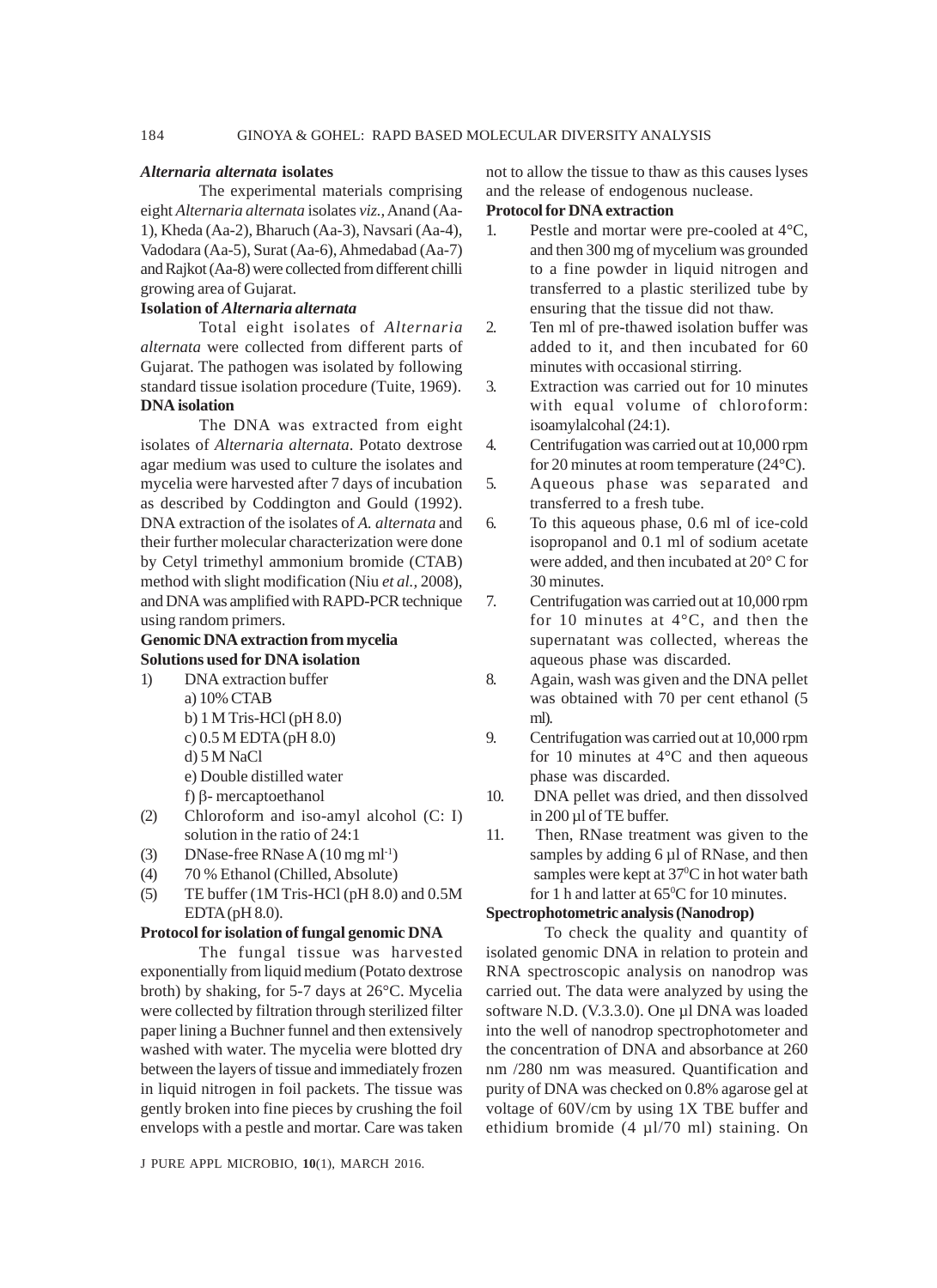### *Alternaria alternata* isolates

The experimental materials comprising eight *Alternaria alternata* isolates *viz.*, Anand (Aa-1), Kheda (Aa-2), Bharuch (Aa-3), Navsari (Aa-4), Vadodara (Aa-5), Surat (Aa-6), Ahmedabad (Aa-7) and Rajkot (Aa-8) were collected from different chilli growing area of Gujarat.

### Isolation of *Alternaria alternata*

Total eight isolates of *Alternaria alternata* were collected from different parts of Gujarat. The pathogen was isolated by following standard tissue isolation procedure (Tuite, 1969).

### DNA isolation

The DNA was extracted from eight isolates of *Alternaria alternata*. Potato dextrose agar medium was used to culture the isolates and mycelia were harvested after 7 days of incubation as described by Coddington and Gould (1992). DNA extraction of the isolates of *A. alternata* and their further molecular characterization were done by Cetyl trimethyl ammonium bromide (CTAB) method with slight modification (Niu *et al.*, 2008), and DNA was amplified with RAPD-PCR technique using random primers.

### Genomic DNA extraction from mycelia

### Solutions used for DNA isolation

1) DNA extraction buffer
   a) 10% CTAB
   b) 1 M Tris-HCl (pH 8.0)
   c) 0.5 M EDTA (pH 8.0)
   d) 5 M NaCl
   e) Double distilled water
   f) β- mercaptoethanol
(2) Chloroform and iso-amyl alcohol (C: I) solution in the ratio of 24:1
(3) DNase-free RNase A (10 mg ml$^{-1}$)
(4) 70 % Ethanol (Chilled, Absolute)
(5) TE buffer (1M Tris-HCl (pH 8.0) and 0.5M EDTA (pH 8.0).

### Protocol for isolation of fungal genomic DNA

The fungal tissue was harvested exponentially from liquid medium (Potato dextrose broth) by shaking, for 5-7 days at 26°C. Mycelia were collected by filtration through sterilized filter paper lining a Buchner funnel and then extensively washed with water. The mycelia were blotted dry between the layers of tissue and immediately frozen in liquid nitrogen in foil packets. The tissue was gently broken into fine pieces by crushing the foil envelops with a pestle and mortar. Care was taken not to allow the tissue to thaw as this causes lyses and the release of endogenous nuclease.

### Protocol for DNA extraction

1. Pestle and mortar were pre-cooled at 4°C, and then 300 mg of mycelium was grounded to a fine powder in liquid nitrogen and transferred to a plastic sterilized tube by ensuring that the tissue did not thaw.
2. Ten ml of pre-thawed isolation buffer was added to it, and then incubated for 60 minutes with occasional stirring.
3. Extraction was carried out for 10 minutes with equal volume of chloroform: isoamylalcohal (24:1).
4. Centrifugation was carried out at 10,000 rpm for 20 minutes at room temperature (24°C).
5. Aqueous phase was separated and transferred to a fresh tube.
6. To this aqueous phase, 0.6 ml of ice-cold isopropanol and 0.1 ml of sodium acetate were added, and then incubated at 20° C for 30 minutes.
7. Centrifugation was carried out at 10,000 rpm for 10 minutes at 4°C, and then the supernatant was collected, whereas the aqueous phase was discarded.
8. Again, wash was given and the DNA pellet was obtained with 70 per cent ethanol (5 ml).
9. Centrifugation was carried out at 10,000 rpm for 10 minutes at 4°C and then aqueous phase was discarded.
10. DNA pellet was dried, and then dissolved in 200 µl of TE buffer.
11. Then, RNase treatment was given to the samples by adding 6 µl of RNase, and then samples were kept at 37$^0$C in hot water bath for 1 h and latter at 65$^0$C for 10 minutes.

### Spectrophotometric analysis (Nanodrop)

To check the quality and quantity of isolated genomic DNA in relation to protein and RNA spectroscopic analysis on nanodrop was carried out. The data were analyzed by using the software N.D. (V.3.3.0). One µl DNA was loaded into the well of nanodrop spectrophotometer and the concentration of DNA and absorbance at 260 nm /280 nm was measured. Quantification and purity of DNA was checked on 0.8% agarose gel at voltage of 60V/cm by using 1X TBE buffer and ethidium bromide (4 µl/70 ml) staining. On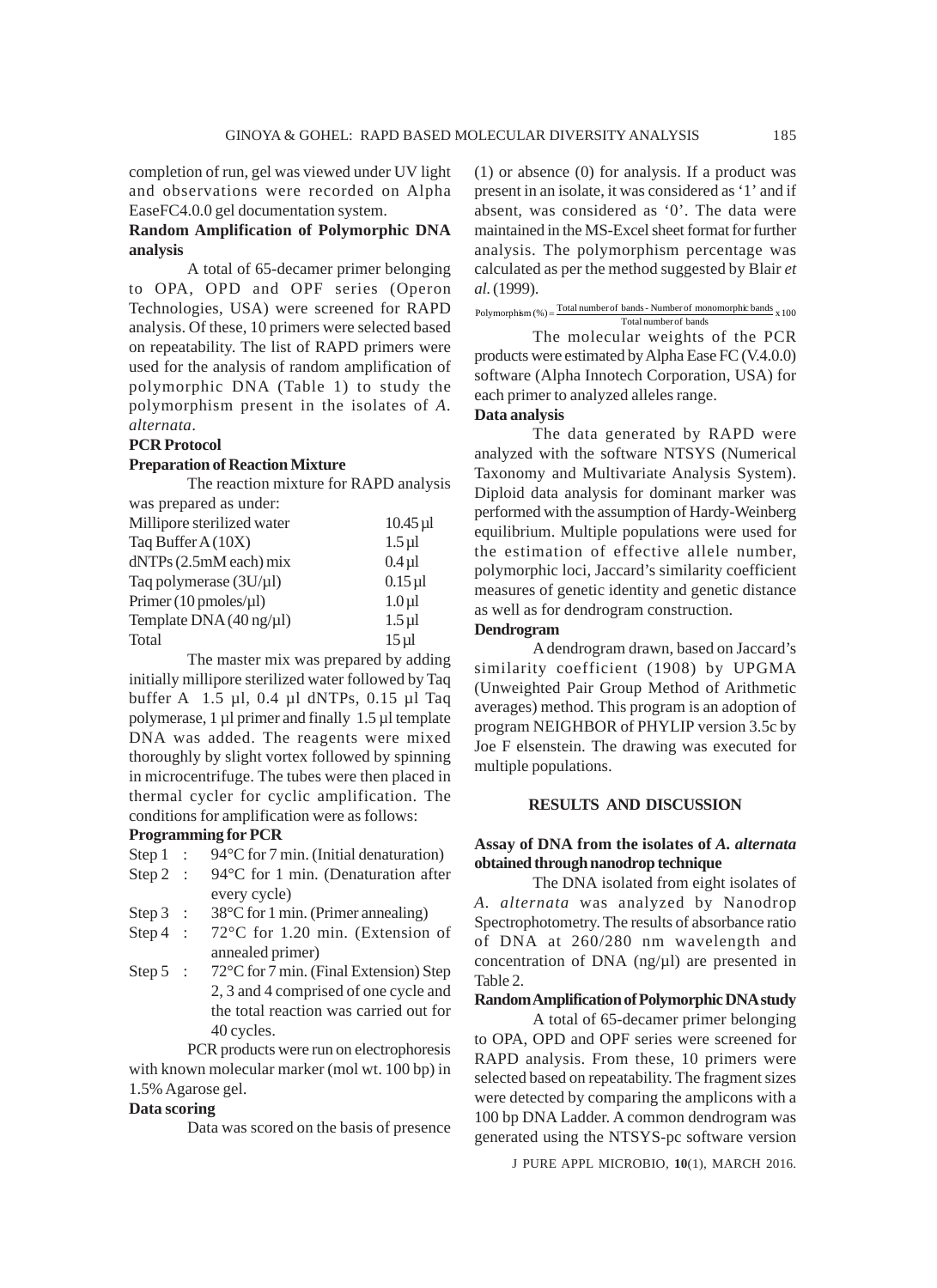completion of run, gel was viewed under UV light and observations were recorded on Alpha EaseFC4.0.0 gel documentation system.

**Random Amplification of Polymorphic DNA analysis**

A total of 65-decamer primer belonging to OPA, OPD and OPF series (Operon Technologies, USA) were screened for RAPD analysis. Of these, 10 primers were selected based on repeatability. The list of RAPD primers were used for the analysis of random amplification of polymorphic DNA (Table 1) to study the polymorphism present in the isolates of *A. alternata*.

**PCR Protocol**

**Preparation of Reaction Mixture**

The reaction mixture for RAPD analysis was prepared as under:

| | |
|---|---|
| Millipore sterilized water | 10.45 µl |
| Taq Buffer A (10X) | 1.5 µl |
| dNTPs (2.5mM each) mix | 0.4 µl |
| Taq polymerase (3U/µl) | 0.15 µl |
| Primer (10 pmoles/µl) | 1.0 µl |
| Template DNA (40 ng/µl) | 1.5 µl |
| Total | 15 µl |

The master mix was prepared by adding initially millipore sterilized water followed by Taq buffer A 1.5 µl, 0.4 µl dNTPs, 0.15 µl Taq polymerase, 1 µl primer and finally 1.5 µl template DNA was added. The reagents were mixed thoroughly by slight vortex followed by spinning in microcentrifuge. The tubes were then placed in thermal cycler for cyclic amplification. The conditions for amplification were as follows:

**Programming for PCR**

- Step 1 : 94°C for 7 min. (Initial denaturation)
- Step 2 : 94°C for 1 min. (Denaturation after every cycle)
- Step 3 : 38°C for 1 min. (Primer annealing)
- Step 4 : 72°C for 1.20 min. (Extension of annealed primer)
- Step 5 : 72°C for 7 min. (Final Extension) Step 2, 3 and 4 comprised of one cycle and the total reaction was carried out for 40 cycles.

PCR products were run on electrophoresis with known molecular marker (mol wt. 100 bp) in 1.5% Agarose gel.

**Data scoring**

Data was scored on the basis of presence (1) or absence (0) for analysis. If a product was present in an isolate, it was considered as '1' and if absent, was considered as '0'. The data were maintained in the MS-Excel sheet format for further analysis. The polymorphism percentage was calculated as per the method suggested by Blair *et al.* (1999).

$$\text{Polymorphism (\%)} = \frac{\text{Total number of bands - Number of monomorphic bands}}{\text{Total number of bands}} \times 100$$

The molecular weights of the PCR products were estimated by Alpha Ease FC (V.4.0.0) software (Alpha Innotech Corporation, USA) for each primer to analyzed alleles range.

**Data analysis**

The data generated by RAPD were analyzed with the software NTSYS (Numerical Taxonomy and Multivariate Analysis System). Diploid data analysis for dominant marker was performed with the assumption of Hardy-Weinberg equilibrium. Multiple populations were used for the estimation of effective allele number, polymorphic loci, Jaccard's similarity coefficient measures of genetic identity and genetic distance as well as for dendrogram construction.

**Dendrogram**

A dendrogram drawn, based on Jaccard's similarity coefficient (1908) by UPGMA (Unweighted Pair Group Method of Arithmetic averages) method. This program is an adoption of program NEIGHBOR of PHYLIP version 3.5c by Joe F elsenstein. The drawing was executed for multiple populations.

## RESULTS AND DISCUSSION

**Assay of DNA from the isolates of *A. alternata* obtained through nanodrop technique**

The DNA isolated from eight isolates of *A. alternata* was analyzed by Nanodrop Spectrophotometry. The results of absorbance ratio of DNA at 260/280 nm wavelength and concentration of DNA (ng/µl) are presented in Table 2.

**Random Amplification of Polymorphic DNA study**

A total of 65-decamer primer belonging to OPA, OPD and OPF series were screened for RAPD analysis. From these, 10 primers were selected based on repeatability. The fragment sizes were detected by comparing the amplicons with a 100 bp DNA Ladder. A common dendrogram was generated using the NTSYS-pc software version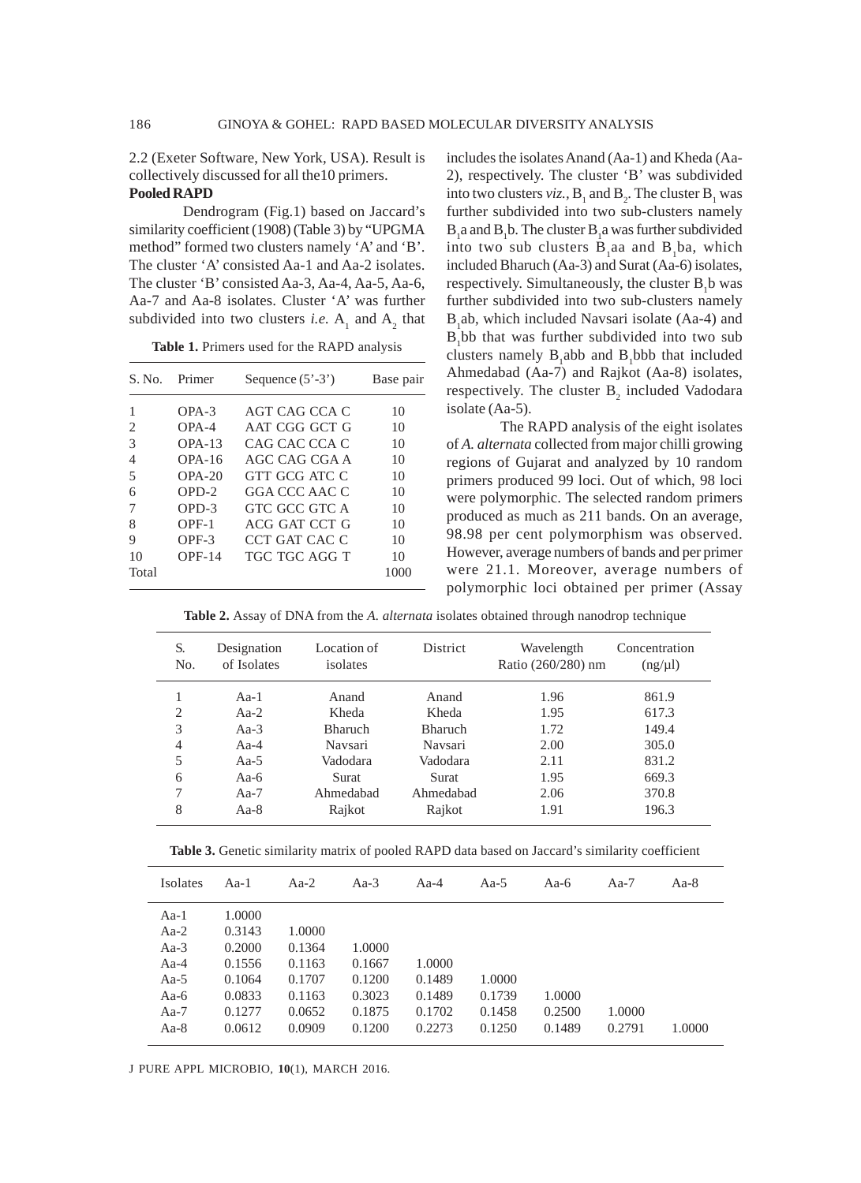2.2 (Exeter Software, New York, USA). Result is collectively discussed for all the10 primers.

**Pooled RAPD**

Dendrogram (Fig.1) based on Jaccard's similarity coefficient (1908) (Table 3) by "UPGMA method" formed two clusters namely 'A' and 'B'. The cluster 'A' consisted Aa-1 and Aa-2 isolates. The cluster 'B' consisted Aa-3, Aa-4, Aa-5, Aa-6, Aa-7 and Aa-8 isolates. Cluster 'A' was further subdivided into two clusters *i.e.* $A_1$ and $A_2$ that includes the isolates Anand (Aa-1) and Kheda (Aa-2), respectively. The cluster 'B' was subdivided into two clusters *viz.*, $B_1$ and $B_2$. The cluster $B_1$ was further subdivided into two sub-clusters namely $B_1$a and $B_1$b. The cluster $B_1$a was further subdivided into two sub clusters $B_1$aa and $B_1$ba, which included Bharuch (Aa-3) and Surat (Aa-6) isolates, respectively. Simultaneously, the cluster $B_1$b was further subdivided into two sub-clusters namely $B_1$ab, which included Navsari isolate (Aa-4) and $B_1$bb that was further subdivided into two sub clusters namely $B_1$abb and $B_1$bbb that included Ahmedabad (Aa-7) and Rajkot (Aa-8) isolates, respectively. The cluster $B_2$ included Vadodara isolate (Aa-5).

The RAPD analysis of the eight isolates of *A. alternata* collected from major chilli growing regions of Gujarat and analyzed by 10 random primers produced 99 loci. Out of which, 98 loci were polymorphic. The selected random primers produced as much as 211 bands. On an average, 98.98 per cent polymorphism was observed. However, average numbers of bands and per primer were 21.1. Moreover, average numbers of polymorphic loci obtained per primer (Assay

**Table 1.** Primers used for the RAPD analysis

| S. No. | Primer | Sequence (5'-3') | Base pair |
|---|---|---|---|
| 1 | OPA-3 | AGT CAG CCA C | 10 |
| 2 | OPA-4 | AAT CGG GCT G | 10 |
| 3 | OPA-13 | CAG CAC CCA C | 10 |
| 4 | OPA-16 | AGC CAG CGA A | 10 |
| 5 | OPA-20 | GTT GCG ATC C | 10 |
| 6 | OPD-2 | GGA CCC AAC C | 10 |
| 7 | OPD-3 | GTC GCC GTC A | 10 |
| 8 | OPF-1 | ACG GAT CCT G | 10 |
| 9 | OPF-3 | CCT GAT CAC C | 10 |
| 10 | OPF-14 | TGC TGC AGG T | 10 |
| Total | | | 1000 |

**Table 2.** Assay of DNA from the *A. alternata* isolates obtained through nanodrop technique

| S. No. | Designation of Isolates | Location of isolates | District | Wavelength Ratio (260/280) nm | Concentration (ng/µl) |
|---|---|---|---|---|---|
| 1 | Aa-1 | Anand | Anand | 1.96 | 861.9 |
| 2 | Aa-2 | Kheda | Kheda | 1.95 | 617.3 |
| 3 | Aa-3 | Bharuch | Bharuch | 1.72 | 149.4 |
| 4 | Aa-4 | Navsari | Navsari | 2.00 | 305.0 |
| 5 | Aa-5 | Vadodara | Vadodara | 2.11 | 831.2 |
| 6 | Aa-6 | Surat | Surat | 1.95 | 669.3 |
| 7 | Aa-7 | Ahmedabad | Ahmedabad | 2.06 | 370.8 |
| 8 | Aa-8 | Rajkot | Rajkot | 1.91 | 196.3 |

**Table 3.** Genetic similarity matrix of pooled RAPD data based on Jaccard's similarity coefficient

| Isolates | Aa-1 | Aa-2 | Aa-3 | Aa-4 | Aa-5 | Aa-6 | Aa-7 | Aa-8 |
|---|---|---|---|---|---|---|---|---|
| Aa-1 | 1.0000 | | | | | | | |
| Aa-2 | 0.3143 | 1.0000 | | | | | | |
| Aa-3 | 0.2000 | 0.1364 | 1.0000 | | | | | |
| Aa-4 | 0.1556 | 0.1163 | 0.1667 | 1.0000 | | | | |
| Aa-5 | 0.1064 | 0.1707 | 0.1200 | 0.1489 | 1.0000 | | | |
| Aa-6 | 0.0833 | 0.1163 | 0.3023 | 0.1489 | 0.1739 | 1.0000 | | |
| Aa-7 | 0.1277 | 0.0652 | 0.1875 | 0.1702 | 0.1458 | 0.2500 | 1.0000 | |
| Aa-8 | 0.0612 | 0.0909 | 0.1200 | 0.2273 | 0.1250 | 0.1489 | 0.2791 | 1.0000 |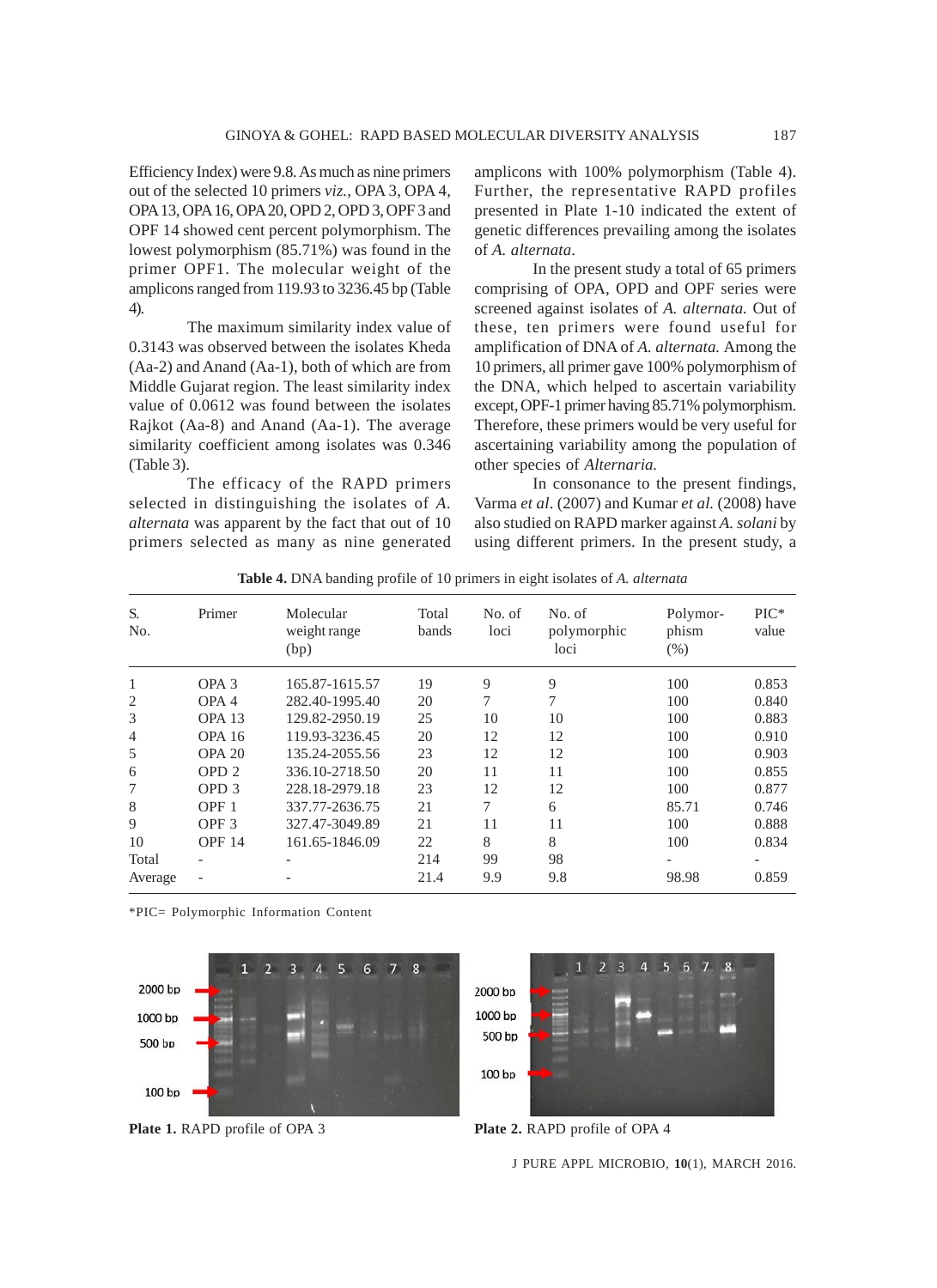Efficiency Index) were 9.8. As much as nine primers out of the selected 10 primers *viz.*, OPA 3, OPA 4, OPA 13, OPA 16, OPA 20, OPD 2, OPD 3, OPF 3 and OPF 14 showed cent percent polymorphism. The lowest polymorphism (85.71%) was found in the primer OPF1. The molecular weight of the amplicons ranged from 119.93 to 3236.45 bp (Table 4).

The maximum similarity index value of 0.3143 was observed between the isolates Kheda (Aa-2) and Anand (Aa-1), both of which are from Middle Gujarat region. The least similarity index value of 0.0612 was found between the isolates Rajkot (Aa-8) and Anand (Aa-1). The average similarity coefficient among isolates was 0.346 (Table 3).

The efficacy of the RAPD primers selected in distinguishing the isolates of *A. alternata* was apparent by the fact that out of 10 primers selected as many as nine generated amplicons with 100% polymorphism (Table 4). Further, the representative RAPD profiles presented in Plate 1-10 indicated the extent of genetic differences prevailing among the isolates of *A. alternata*.

In the present study a total of 65 primers comprising of OPA, OPD and OPF series were screened against isolates of *A. alternata.* Out of these, ten primers were found useful for amplification of DNA of *A. alternata.* Among the 10 primers, all primer gave 100% polymorphism of the DNA, which helped to ascertain variability except, OPF-1 primer having 85.71% polymorphism. Therefore, these primers would be very useful for ascertaining variability among the population of other species of *Alternaria.*

In consonance to the present findings, Varma *et al*. (2007) and Kumar *et al.* (2008) have also studied on RAPD marker against *A. solani* by using different primers. In the present study, a

**Table 4.** DNA banding profile of 10 primers in eight isolates of *A. alternata*

| S. No. | Primer | Molecular weight range (bp) | Total bands | No. of loci | No. of polymorphic loci | Polymor-phism (%) | PIC* value |
|---|---|---|---|---|---|---|---|
| 1 | OPA 3 | 165.87-1615.57 | 19 | 9 | 9 | 100 | 0.853 |
| 2 | OPA 4 | 282.40-1995.40 | 20 | 7 | 7 | 100 | 0.840 |
| 3 | OPA 13 | 129.82-2950.19 | 25 | 10 | 10 | 100 | 0.883 |
| 4 | OPA 16 | 119.93-3236.45 | 20 | 12 | 12 | 100 | 0.910 |
| 5 | OPA 20 | 135.24-2055.56 | 23 | 12 | 12 | 100 | 0.903 |
| 6 | OPD 2 | 336.10-2718.50 | 20 | 11 | 11 | 100 | 0.855 |
| 7 | OPD 3 | 228.18-2979.18 | 23 | 12 | 12 | 100 | 0.877 |
| 8 | OPF 1 | 337.77-2636.75 | 21 | 7 | 6 | 85.71 | 0.746 |
| 9 | OPF 3 | 327.47-3049.89 | 21 | 11 | 11 | 100 | 0.888 |
| 10 | OPF 14 | 161.65-1846.09 | 22 | 8 | 8 | 100 | 0.834 |
| Total | - | - | 214 | 99 | 98 | - | - |
| Average | - | - | 21.4 | 9.9 | 9.8 | 98.98 | 0.859 |

*PIC= Polymorphic Information Content

**Plate 1.** RAPD profile of OPA 3

**Plate 2.** RAPD profile of OPA 4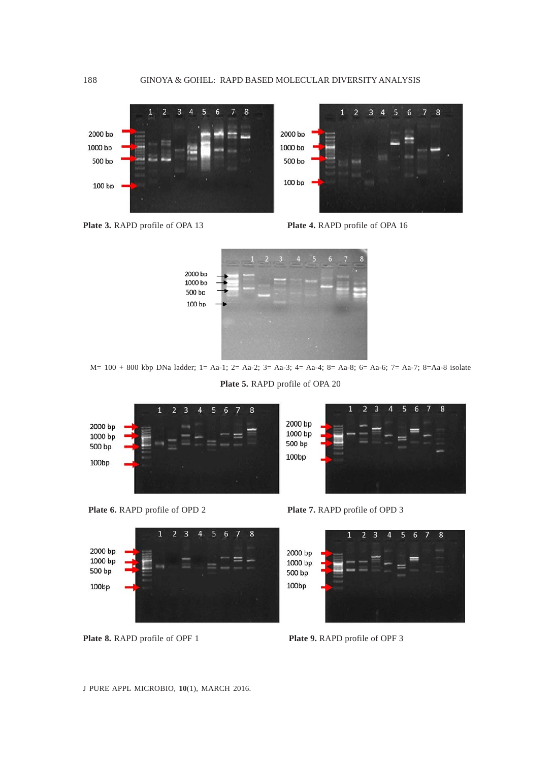2000 bp
1000 bp
500 bp
100 bp
1 2 3 4 5 6 7 8

**Plate 3.** RAPD profile of OPA 13

2000 bp
1000 bp
500 bp
100 bp
1 2 3 4 5 6 7 8

**Plate 4.** RAPD profile of OPA 16

2000 bp
1000 bp
500 bp
100 bp
1 2 3 4 5 6 7 8

M= 100 + 800 kbp DNa ladder; 1= Aa-1; 2= Aa-2; 3= Aa-3; 4= Aa-4; 8= Aa-8; 6= Aa-6; 7= Aa-7; 8=Aa-8 isolate

**Plate 5.** RAPD profile of OPA 20

2000 bp
1000 bp
500 bp
100bp
1 2 3 4 5 6 7 8

**Plate 6.** RAPD profile of OPD 2

2000 bp
1000 bp
500 bp
100bp
1 2 3 4 5 6 7 8

**Plate 7.** RAPD profile of OPD 3

2000 bp
1000 bp
500 bp
100bp
1 2 3 4 5 6 7 8

**Plate 8.** RAPD profile of OPF 1

2000 bp
1000 bp
500 bp
100bp
1 2 3 4 5 6 7 8

**Plate 9.** RAPD profile of OPF 3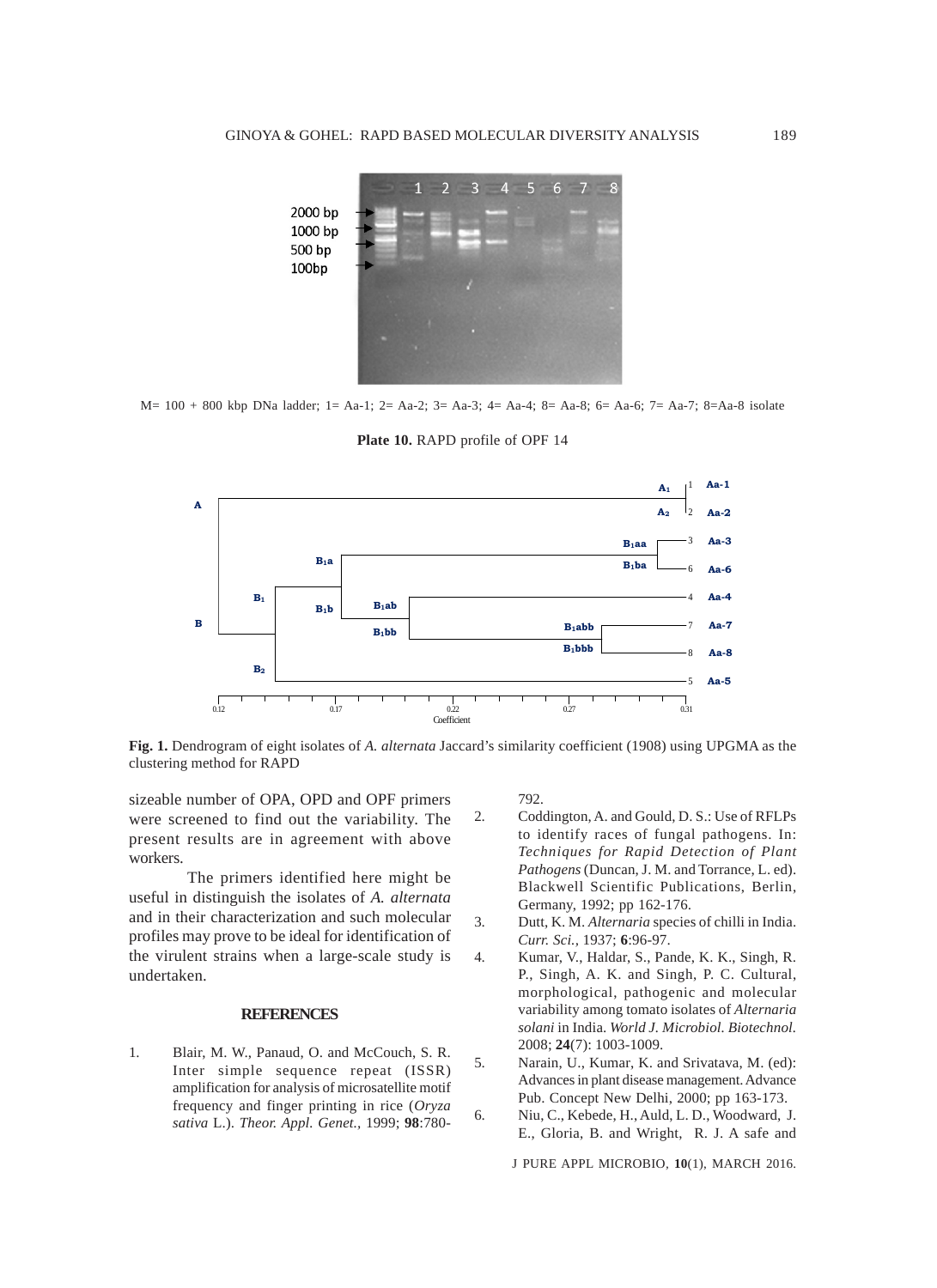1 2 3 4 5 6 7 8

2000 bp
1000 bp
500 bp
100bp

M= 100 + 800 kbp DNa ladder; 1= Aa-1; 2= Aa-2; 3= Aa-3; 4= Aa-4; 8= Aa-8; 6= Aa-6; 7= Aa-7; 8=Aa-8 isolate

**Plate 10.** RAPD profile of OPF 14

A
$A_1$ 1 Aa-1
$A_2$ 2 Aa-2
$B_1a$
$B_1aa$ 3 Aa-3
$B_1ba$ 6 Aa-6
$B_1$
$B_1b$
$B_1ab$ 4 Aa-4
B
$B_1bb$
$B_1abb$ 7 Aa-7
$B_1bbb$ 8 Aa-8
$B_2$ 5 Aa-5

0.12 0.17 0.22 0.27 0.31
Coefficient

**Fig. 1.** Dendrogram of eight isolates of *A. alternata* Jaccard's similarity coefficient (1908) using UPGMA as the clustering method for RAPD

sizeable number of OPA, OPD and OPF primers were screened to find out the variability. The present results are in agreement with above workers.

The primers identified here might be useful in distinguish the isolates of *A. alternata* and in their characterization and such molecular profiles may prove to be ideal for identification of the virulent strains when a large-scale study is undertaken.

## REFERENCES

1. Blair, M. W., Panaud, O. and McCouch, S. R. Inter simple sequence repeat (ISSR) amplification for analysis of microsatellite motif frequency and finger printing in rice (*Oryza sativa* L.). *Theor. Appl. Genet.*, 1999; **98**:780-792.
2. Coddington, A. and Gould, D. S.: Use of RFLPs to identify races of fungal pathogens. In: *Techniques for Rapid Detection of Plant Pathogens* (Duncan, J. M. and Torrance, L. ed). Blackwell Scientific Publications, Berlin, Germany, 1992; pp 162-176.
3. Dutt, K. M. *Alternaria* species of chilli in India. *Curr. Sci.*, 1937; **6**:96-97.
4. Kumar, V., Haldar, S., Pande, K. K., Singh, R. P., Singh, A. K. and Singh, P. C. Cultural, morphological, pathogenic and molecular variability among tomato isolates of *Alternaria solani* in India. *World J. Microbiol. Biotechnol.* 2008; **24**(7): 1003-1009.
5. Narain, U., Kumar, K. and Srivatava, M. (ed): Advances in plant disease management. Advance Pub. Concept New Delhi, 2000; pp 163-173.
6. Niu, C., Kebede, H., Auld, L. D., Woodward, J. E., Gloria, B. and Wright, R. J. A safe and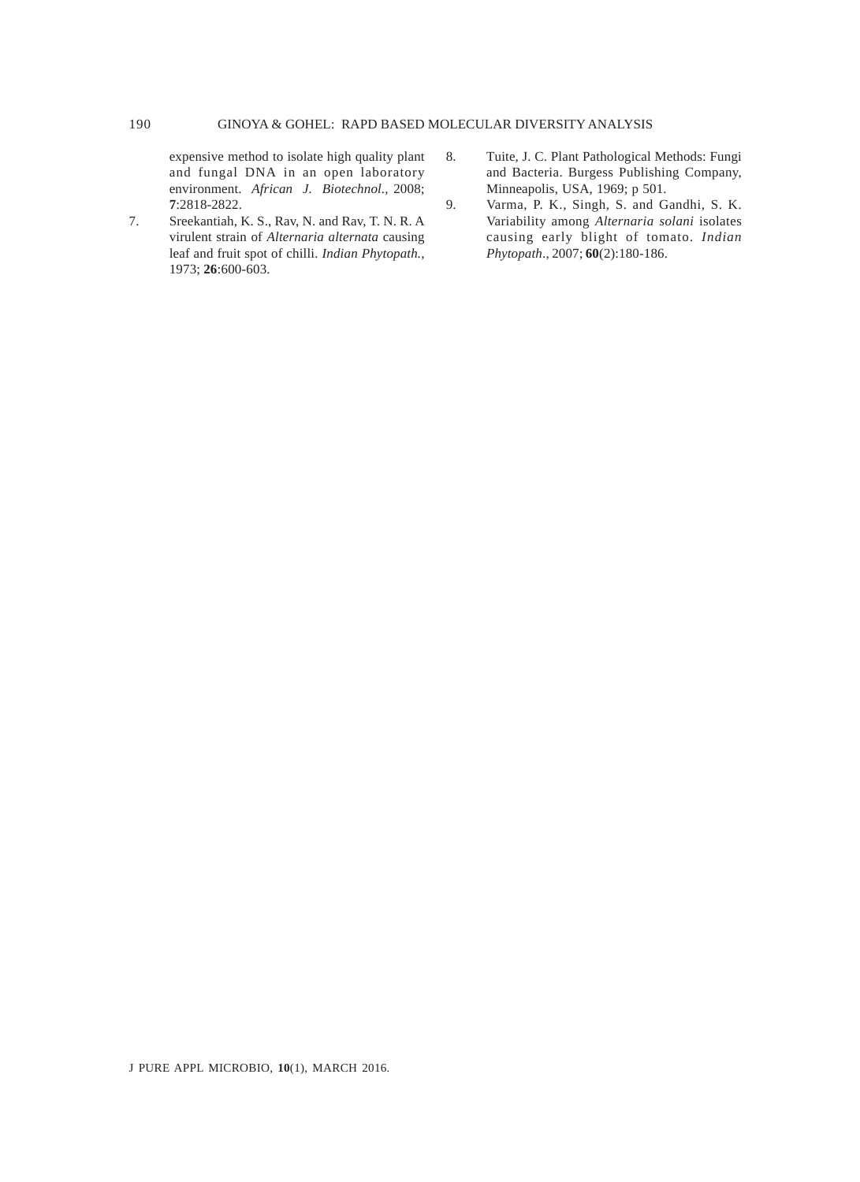expensive method to isolate high quality plant and fungal DNA in an open laboratory environment. *African J. Biotechnol.*, 2008; **7**:2818-2822.

7. Sreekantiah, K. S., Rav, N. and Rav, T. N. R. A virulent strain of *Alternaria alternata* causing leaf and fruit spot of chilli. *Indian Phytopath.*, 1973; **26**:600-603.
8. Tuite, J. C. Plant Pathological Methods: Fungi and Bacteria. Burgess Publishing Company, Minneapolis, USA, 1969; p 501.
9. Varma, P. K., Singh, S. and Gandhi, S. K. Variability among *Alternaria solani* isolates causing early blight of tomato. *Indian Phytopath*., 2007; **60**(2):180-186.